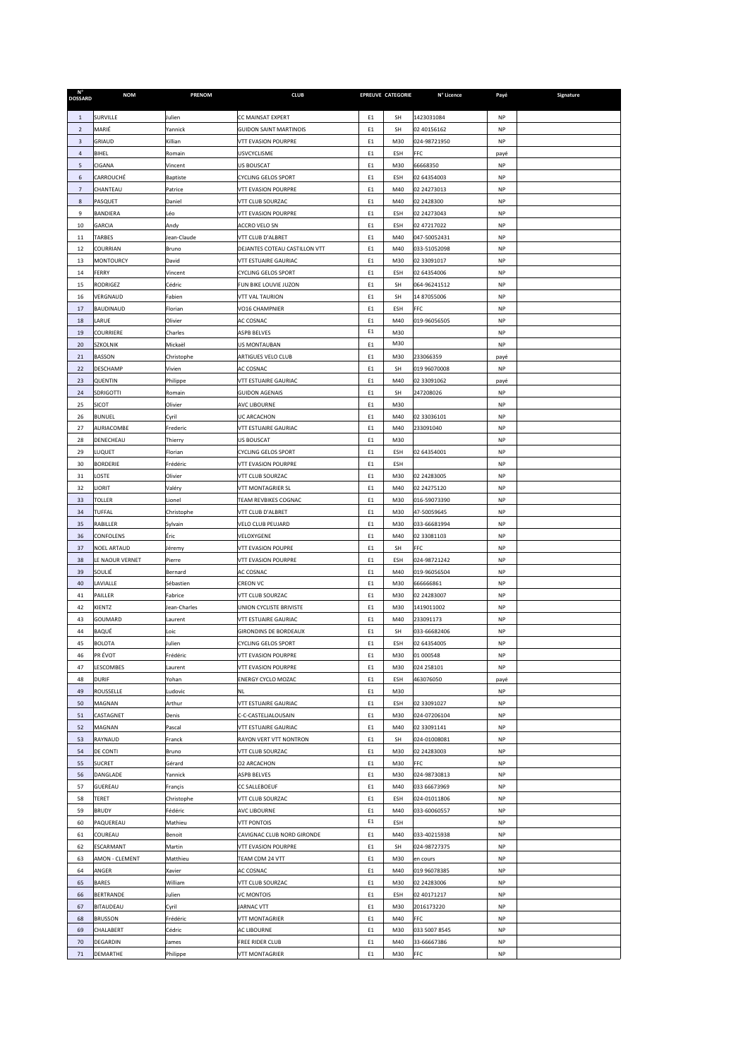| N° DOSSARD | NOM | PRENOM | CLUB | EPREUVE | CATEGORIE | N° Licence | Payé | Signature |
|---|---|---|---|---|---|---|---|---|
| 1 | SURVILLE | Julien | CC MAINSAT EXPERT | E1 | SH | 1423031084 | NP | |
| 2 | MARIÉ | Yannick | GUIDON SAINT MARTINOIS | E1 | SH | 02 40156162 | NP | |
| 3 | GRIAUD | Killian | VTT EVASION POURPRE | E1 | M30 | 024-98721950 | NP | |
| 4 | BIHEL | Romain | USVCYCLISME | E1 | ESH | FFC | payé | |
| 5 | CIGANA | Vincent | US BOUSCAT | E1 | M30 | 66668350 | NP | |
| 6 | CARROUCHÉ | Baptiste | CYCLING GELOS SPORT | E1 | ESH | 02 64354003 | NP | |
| 7 | CHANTEAU | Patrice | VTT EVASION POURPRE | E1 | M40 | 02 24273013 | NP | |
| 8 | PASQUET | Daniel | VTT CLUB SOURZAC | E1 | M40 | 02 2428300 | NP | |
| 9 | BANDIERA | Léo | VTT EVASION POURPRE | E1 | ESH | 02 24273043 | NP | |
| 10 | GARCIA | Andy | ACCRO VELO SN | E1 | ESH | 02 47217022 | NP | |
| 11 | TARBES | Jean-Claude | VTT CLUB D'ALBRET | E1 | M40 | 047-50052431 | NP | |
| 12 | COURRIAN | Bruno | DEJANTES COTEAU CASTILLON VTT | E1 | M40 | 033-51052098 | NP | |
| 13 | MONTOURCY | David | VTT ESTUAIRE GAURIAC | E1 | M30 | 02 33091017 | NP | |
| 14 | FERRY | Vincent | CYCLING GELOS SPORT | E1 | ESH | 02 64354006 | NP | |
| 15 | RODRIGEZ | Cédric | FUN BIKE LOUVIE JUZON | E1 | SH | 064-96241512 | NP | |
| 16 | VERGNAUD | Fabien | VTT VAL TAURION | E1 | SH | 14 87055006 | NP | |
| 17 | BAUDINAUD | Florian | VO16 CHAMPNIER | E1 | ESH | FFC | NP | |
| 18 | LARUE | Olivier | AC COSNAC | E1 | M40 | 019-96056505 | NP | |
| 19 | COURRIERE | Charles | ASPB BELVES | E1 | M30 | | NP | |
| 20 | SZKOLNIK | Mickaël | US MONTAUBAN | E1 | M30 | | NP | |
| 21 | BASSON | Christophe | ARTIGUES VELO CLUB | E1 | M30 | 233066359 | payé | |
| 22 | DESCHAMP | Vivien | AC COSNAC | E1 | SH | 019 96070008 | NP | |
| 23 | QUENTIN | Philippe | VTT ESTUAIRE GAURIAC | E1 | M40 | 02 33091062 | payé | |
| 24 | SDRIGOTTI | Romain | GUIDON AGENAIS | E1 | SH | 247208026 | NP | |
| 25 | SICOT | Olivier | AVC LIBOURNE | E1 | M30 | | NP | |
| 26 | BUNUEL | Cyril | UC ARCACHON | E1 | M40 | 02 33036101 | NP | |
| 27 | AURIACOMBE | Frederic | VTT ESTUAIRE GAURIAC | E1 | M40 | 233091040 | NP | |
| 28 | DENECHEAU | Thierry | US BOUSCAT | E1 | M30 | | NP | |
| 29 | LUQUET | Florian | CYCLING GELOS SPORT | E1 | ESH | 02 64354001 | NP | |
| 30 | BORDERIE | Frédéric | VTT EVASION POURPRE | E1 | ESH | | NP | |
| 31 | LOSTE | Olivier | VTT CLUB SOURZAC | E1 | M30 | 02 24283005 | NP | |
| 32 | LIORIT | Valéry | VTT MONTAGRIER SL | E1 | M40 | 02 24275120 | NP | |
| 33 | TOLLER | Lionel | TEAM REVBIKES COGNAC | E1 | M30 | 016-59073390 | NP | |
| 34 | TUFFAL | Christophe | VTT CLUB D'ALBRET | E1 | M30 | 47-50059645 | NP | |
| 35 | RABILLER | Sylvain | VELO CLUB PEUJARD | E1 | M30 | 033-66681994 | NP | |
| 36 | CONFOLENS | Éric | VELOXYGENE | E1 | M40 | 02 33081103 | NP | |
| 37 | NOEL ARTAUD | Jéremy | VTT EVASION POUPRE | E1 | SH | FFC | NP | |
| 38 | LE NAOUR VERNET | Pierre | VTT EVASION POURPRE | E1 | ESH | 024-98721242 | NP | |
| 39 | SOULIÉ | Bernard | AC COSNAC | E1 | M40 | 019-96056504 | NP | |
| 40 | LAVIALLE | Sébastien | CREON VC | E1 | M30 | 666666861 | NP | |
| 41 | PAILLER | Fabrice | VTT CLUB SOURZAC | E1 | M30 | 02 24283007 | NP | |
| 42 | KIENTZ | Jean-Charles | UNION CYCLISTE BRIVISTE | E1 | M30 | 1419011002 | NP | |
| 43 | GOUMARD | Laurent | VTT ESTUAIRE GAURIAC | E1 | M40 | 233091173 | NP | |
| 44 | BAQUÉ | Loic | GIRONDINS DE BORDEAUX | E1 | SH | 033-66682406 | NP | |
| 45 | BOLOTA | Julien | CYCLING GELOS SPORT | E1 | ESH | 02 64354005 | NP | |
| 46 | PR ÉVOT | Frédéric | VTT EVASION POURPRE | E1 | M30 | 01 000548 | NP | |
| 47 | LESCOMBES | Laurent | VTT EVASION POURPRE | E1 | M30 | 024 258101 | NP | |
| 48 | DURIF | Yohan | ENERGY CYCLO MOZAC | E1 | ESH | 463076050 | payé | |
| 49 | ROUSSELLE | Ludovic | NL | E1 | M30 | | NP | |
| 50 | MAGNAN | Arthur | VTT ESTUAIRE GAURIAC | E1 | ESH | 02 33091027 | NP | |
| 51 | CASTAGNET | Denis | C-C-CASTELJALOUSAIN | E1 | M30 | 024-07206104 | NP | |
| 52 | MAGNAN | Pascal | VTT ESTUAIRE GAURIAC | E1 | M40 | 02 33091141 | NP | |
| 53 | RAYNAUD | Franck | RAYON VERT VTT NONTRON | E1 | SH | 024-01008081 | NP | |
| 54 | DE CONTI | Bruno | VTT CLUB SOURZAC | E1 | M30 | 02 24283003 | NP | |
| 55 | SUCRET | Gérard | O2 ARCACHON | E1 | M30 | FFC | NP | |
| 56 | DANGLADE | Yannick | ASPB BELVES | E1 | M30 | 024-98730813 | NP | |
| 57 | GUEREAU | Françis | CC SALLEBOEUF | E1 | M40 | 033 66673969 | NP | |
| 58 | TERET | Christophe | VTT CLUB SOURZAC | E1 | ESH | 024-01011806 | NP | |
| 59 | BRUDY | Fédéric | AVC LIBOURNE | E1 | M40 | 033-60060557 | NP | |
| 60 | PAQUEREAU | Mathieu | VTT PONTOIS | E1 | ESH | | NP | |
| 61 | COUREAU | Benoit | CAVIGNAC CLUB NORD GIRONDE | E1 | M40 | 033-40215938 | NP | |
| 62 | ESCARMANT | Martin | VTT EVASION POURPRE | E1 | SH | 024-98727375 | NP | |
| 63 | AMON - CLEMENT | Matthieu | TEAM CDM 24 VTT | E1 | M30 | en cours | NP | |
| 64 | ANGER | Xavier | AC COSNAC | E1 | M40 | 019 96078385 | NP | |
| 65 | BARES | William | VTT CLUB SOURZAC | E1 | M30 | 02 24283006 | NP | |
| 66 | BERTRANDE | Julien | VC MONTOIS | E1 | ESH | 02 40171217 | NP | |
| 67 | BITAUDEAU | Cyril | JARNAC VTT | E1 | M30 | 2016173220 | NP | |
| 68 | BRUSSON | Frédéric | VTT MONTAGRIER | E1 | M40 | FFC | NP | |
| 69 | CHALABERT | Cédric | AC LIBOURNE | E1 | M30 | 033 5007 8545 | NP | |
| 70 | DEGARDIN | James | FREE RIDER CLUB | E1 | M40 | 33-66667386 | NP | |
| 71 | DEMARTHE | Philippe | VTT MONTAGRIER | E1 | M30 | FFC | NP | |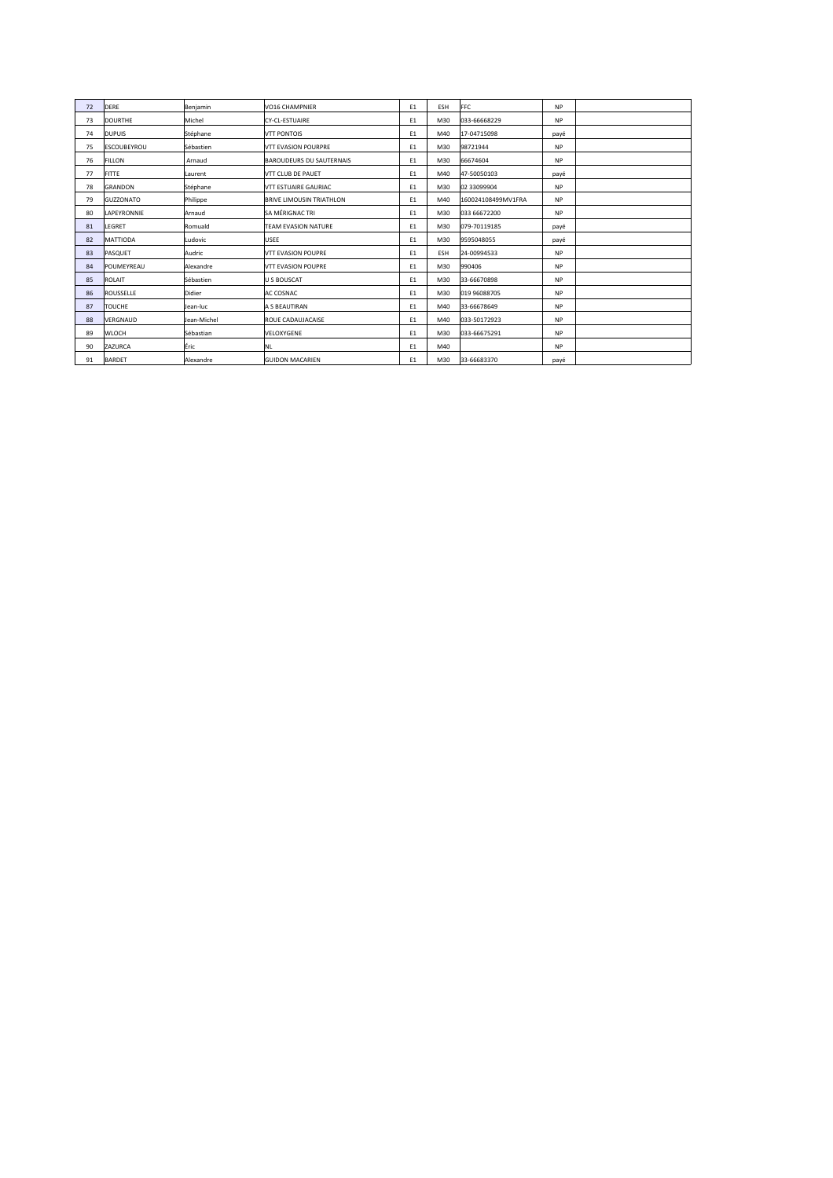| 72 | DERE | Benjamin | VO16 CHAMPNIER | E1 | ESH | FFC | NP | |
|---|---|---|---|---|---|---|---|---|
| 73 | DOURTHE | Michel | CY-CL-ESTUAIRE | E1 | M30 | 033-66668229 | NP | |
| 74 | DUPUIS | Stéphane | VTT PONTOIS | E1 | M40 | 17-04715098 | payé | |
| 75 | ESCOUBEYROU | Sébastien | VTT EVASION POURPRE | E1 | M30 | 98721944 | NP | |
| 76 | FILLON | Arnaud | BAROUDEURS DU SAUTERNAIS | E1 | M30 | 66674604 | NP | |
| 77 | FITTE | Laurent | VTT CLUB DE PAUET | E1 | M40 | 47-50050103 | payé | |
| 78 | GRANDON | Stéphane | VTT ESTUAIRE GAURIAC | E1 | M30 | 02 33099904 | NP | |
| 79 | GUZZONATO | Philippe | BRIVE LIMOUSIN TRIATHLON | E1 | M40 | 160024108499MV1FRA | NP | |
| 80 | LAPEYRONNIE | Arnaud | SA MÉRIGNAC TRI | E1 | M30 | 033 66672200 | NP | |
| 81 | LEGRET | Romuald | TEAM EVASION NATURE | E1 | M30 | 079-70119185 | payé | |
| 82 | MATTIODA | Ludovic | USEE | E1 | M30 | 9595048055 | payé | |
| 83 | PASQUET | Audric | VTT EVASION POUPRE | E1 | ESH | 24-00994533 | NP | |
| 84 | POUMEYREAU | Alexandre | VTT EVASION POUPRE | E1 | M30 | 990406 | NP | |
| 85 | ROLAIT | Sébastien | U S BOUSCAT | E1 | M30 | 33-66670898 | NP | |
| 86 | ROUSSELLE | Didier | AC COSNAC | E1 | M30 | 019 96088705 | NP | |
| 87 | TOUCHE | Jean-luc | A S BEAUTIRAN | E1 | M40 | 33-66678649 | NP | |
| 88 | VERGNAUD | Jean-Michel | ROUE CADAUJACAISE | E1 | M40 | 033-50172923 | NP | |
| 89 | WLOCH | Sébastian | VELOXYGENE | E1 | M30 | 033-66675291 | NP | |
| 90 | ZAZURCA | Éric | NL | E1 | M40 | | NP | |
| 91 | BARDET | Alexandre | GUIDON MACARIEN | E1 | M30 | 33-66683370 | payé | |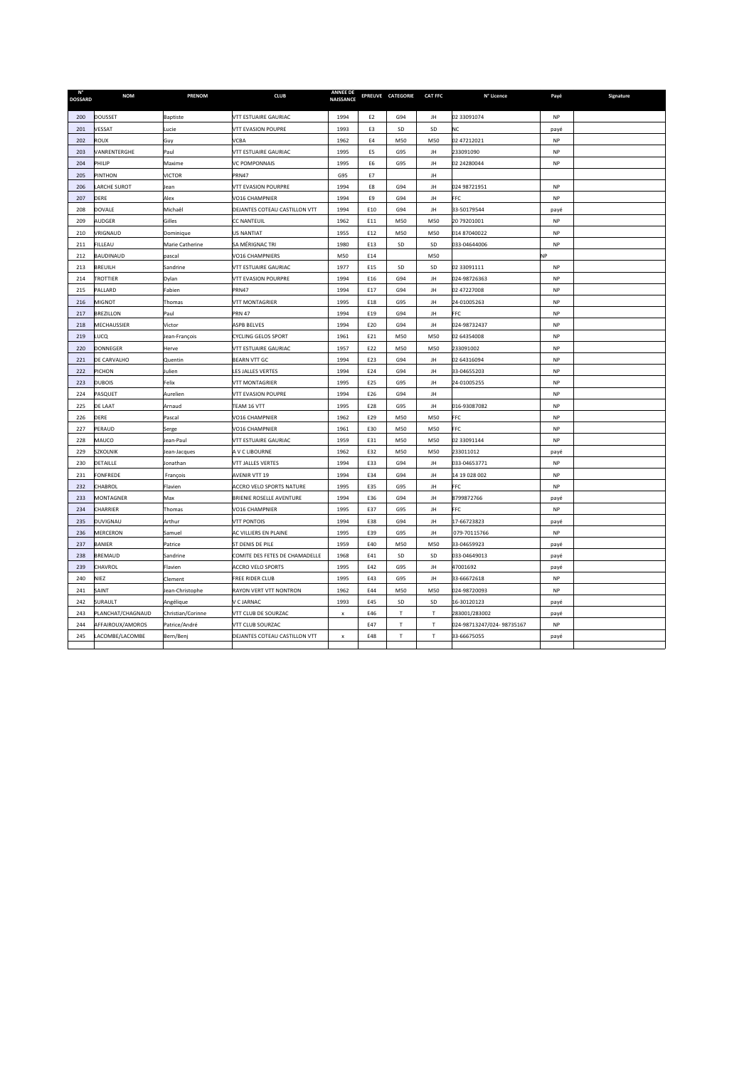| N° DOSSARD | NOM | PRENOM | CLUB | ANNEE DE NAISSANCE | EPREUVE | CATEGORIE | CAT FFC | N° Licence | Payé | Signature |
|---|---|---|---|---|---|---|---|---|---|---|
| 200 | DOUSSET | Baptiste | VTT ESTUAIRE GAURIAC | 1994 | E2 | G94 | JH | 02 33091074 | NP | |
| 201 | VESSAT | Lucie | VTT EVASION POUPRE | 1993 | E3 | SD | SD | NC | payé | |
| 202 | ROUX | Guy | VCBA | 1962 | E4 | M50 | M50 | 02 47212021 | NP | |
| 203 | VANRENTERGHE | Paul | VTT ESTUAIRE GAURIAC | 1995 | E5 | G95 | JH | 233091090 | NP | |
| 204 | PHILIP | Maxime | VC POMPONNAIS | 1995 | E6 | G95 | JH | 02 24280044 | NP | |
| 205 | PINTHON | VICTOR | PRN47 | G95 | E7 | | JH | | | |
| 206 | LARCHE SUROT | Jean | VTT EVASION POURPRE | 1994 | E8 | G94 | JH | 024 98721951 | NP | |
| 207 | DERE | Alex | VO16 CHAMPNIER | 1994 | E9 | G94 | JH | FFC | NP | |
| 208 | DOVALE | Michaêl | DEJANTES COTEAU CASTILLON VTT | 1994 | E10 | G94 | JH | 33-50179544 | payé | |
| 209 | AUDGER | Gilles | CC NANTEUIL | 1962 | E11 | M50 | M50 | 20 79201001 | NP | |
| 210 | VRIGNAUD | Dominique | US NANTIAT | 1955 | E12 | M50 | M50 | 014 87040022 | NP | |
| 211 | FILLEAU | Marie Catherine | SA MÉRIGNAC TRI | 1980 | E13 | SD | SD | 033-04644006 | NP | |
| 212 | BAUDINAUD | pascal | VO16 CHAMPNIERS | M50 | E14 | | M50 | | NP | |
| 213 | BREUILH | Sandrine | VTT ESTUAIRE GAURIAC | 1977 | E15 | SD | SD | 02 33091111 | NP | |
| 214 | TROTTIER | Dylan | VTT EVASION POURPRE | 1994 | E16 | G94 | JH | 024-98726363 | NP | |
| 215 | PALLARD | Fabien | PRN47 | 1994 | E17 | G94 | JH | 02 47227008 | NP | |
| 216 | MIGNOT | Thomas | VTT MONTAGRIER | 1995 | E18 | G95 | JH | 24-01005263 | NP | |
| 217 | BREZILLON | Paul | PRN 47 | 1994 | E19 | G94 | JH | FFC | NP | |
| 218 | MECHAUSSIER | Victor | ASPB BELVES | 1994 | E20 | G94 | JH | 024-98732437 | NP | |
| 219 | LUCQ | Jean-François | CYCLING GELOS SPORT | 1961 | E21 | M50 | M50 | 02 64354008 | NP | |
| 220 | DONNEGER | Herve | VTT ESTUAIRE GAURIAC | 1957 | E22 | M50 | M50 | 233091002 | NP | |
| 221 | DE CARVALHO | Quentin | BEARN VTT GC | 1994 | E23 | G94 | JH | 02 64316094 | NP | |
| 222 | PICHON | Julien | LES JALLES VERTES | 1994 | E24 | G94 | JH | 33-04655203 | NP | |
| 223 | DUBOIS | Felix | VTT MONTAGRIER | 1995 | E25 | G95 | JH | 24-01005255 | NP | |
| 224 | PASQUET | Aurelien | VTT EVASION POUPRE | 1994 | E26 | G94 | JH | | NP | |
| 225 | DE LAAT | Arnaud | TEAM 16 VTT | 1995 | E28 | G95 | JH | 016-93087082 | NP | |
| 226 | DERE | Pascal | VO16 CHAMPNIER | 1962 | E29 | M50 | M50 | FFC | NP | |
| 227 | PERAUD | Serge | VO16 CHAMPNIER | 1961 | E30 | M50 | M50 | FFC | NP | |
| 228 | MAUCO | Jean-Paul | VTT ESTUAIRE GAURIAC | 1959 | E31 | M50 | M50 | 02 33091144 | NP | |
| 229 | SZKOLNIK | Jean-Jacques | A V C LIBOURNE | 1962 | E32 | M50 | M50 | 233011012 | payé | |
| 230 | DETAILLE | Jonathan | VTT JALLES VERTES | 1994 | E33 | G94 | JH | 033-04653771 | NP | |
| 231 | FONFREDE | François | AVENIR VTT 19 | 1994 | E34 | G94 | JH | 14 19 028 002 | NP | |
| 232 | CHABROL | Flavien | ACCRO VELO SPORTS NATURE | 1995 | E35 | G95 | JH | FFC | NP | |
| 233 | MONTAGNER | Max | BRIENIE ROSELLE AVENTURE | 1994 | E36 | G94 | JH | 8799872766 | payé | |
| 234 | CHARRIER | Thomas | VO16 CHAMPNIER | 1995 | E37 | G95 | JH | FFC | NP | |
| 235 | DUVIGNAU | Arthur | VTT PONTOIS | 1994 | E38 | G94 | JH | 17-66723823 | payé | |
| 236 | MERCERON | Samuel | AC VILLIERS EN PLAINE | 1995 | E39 | G95 | JH | 079-70115766 | NP | |
| 237 | BANIER | Patrice | ST DENIS DE PILE | 1959 | E40 | M50 | M50 | 33-04659923 | payé | |
| 238 | BREMAUD | Sandrine | COMITE DES FETES DE CHAMADELLE | 1968 | E41 | SD | SD | 033-04649013 | payé | |
| 239 | CHAVROL | Flavien | ACCRO VELO SPORTS | 1995 | E42 | G95 | JH | 47001692 | payé | |
| 240 | NIEZ | Clement | FREE RIDER CLUB | 1995 | E43 | G95 | JH | 33-66672618 | NP | |
| 241 | SAINT | Jean-Christophe | RAYON VERT VTT NONTRON | 1962 | E44 | M50 | M50 | 024-98720093 | NP | |
| 242 | SURAULT | Angélique | V C JARNAC | 1993 | E45 | SD | SD | 16-30120123 | payé | |
| 243 | PLANCHAT/CHAGNAUD | Christian/Corinne | VTT CLUB DE SOURZAC | x | E46 | T | T | 283001/283002 | payé | |
| 244 | AFFAIROUX/AMOROS | Patrice/André | VTT CLUB SOURZAC | | E47 | T | T | 024-98713247/024- 98735167 | NP | |
| 245 | LACOMBE/LACOMBE | Bern/Benj | DEJANTES COTEAU CASTILLON VTT | x | E48 | T | T | 33-66675055 | payé | |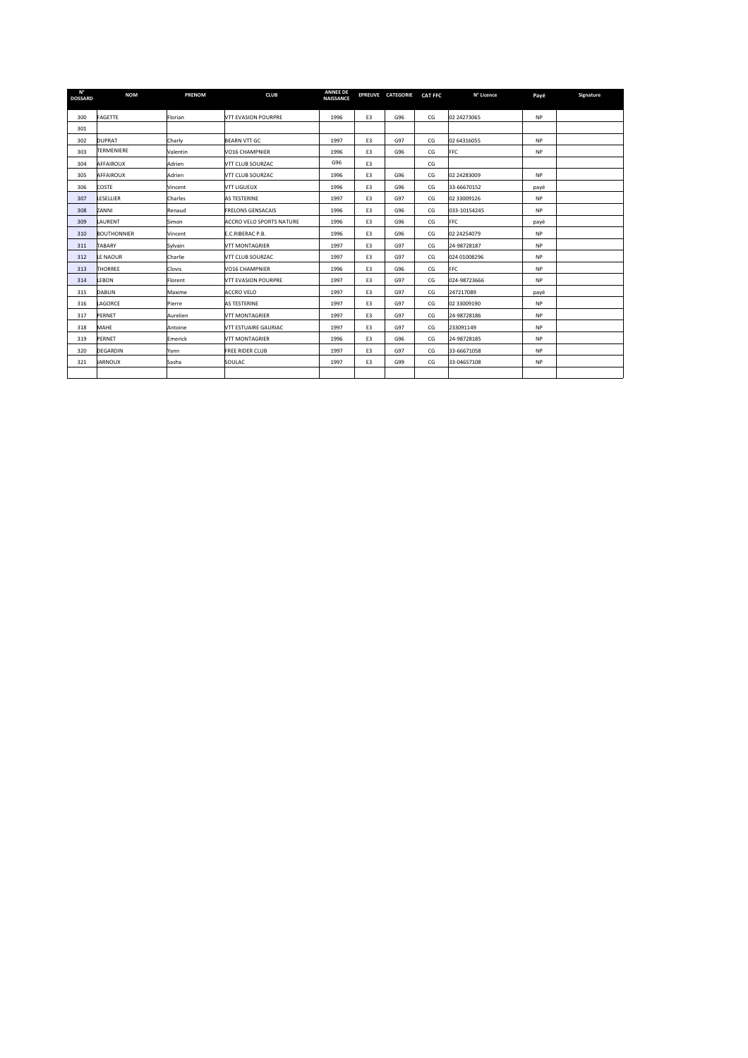| N° DOSSARD | NOM | PRENOM | CLUB | ANNEE DE NAISSANCE | EPREUVE | CATEGORIE | CAT FFC | N° Licence | Payé | Signature |
|---|---|---|---|---|---|---|---|---|---|---|
| 300 | FAGETTE | Florian | VTT EVASION POURPRE | 1996 | E3 | G96 | CG | 02 24273065 | NP | |
| 301 | | | | | | | | | | |
| 302 | DUPRAT | Charly | BEARN VTT GC | 1997 | E3 | G97 | CG | 02 64316055 | NP | |
| 303 | TERMENIERE | Valentin | VO16 CHAMPNIER | 1996 | E3 | G96 | CG | FFC | NP | |
| 304 | AFFAIROUX | Adrien | VTT CLUB SOURZAC | G96 | E3 | | CG | | | |
| 305 | AFFAIROUX | Adrien | VTT CLUB SOURZAC | 1996 | E3 | G96 | CG | 02 24283009 | NP | |
| 306 | COSTE | Vincent | VTT LIGUEUX | 1996 | E3 | G96 | CG | 33-66670152 | payé | |
| 307 | LESELLIER | Charles | AS TESTERINE | 1997 | E3 | G97 | CG | 02 33009126 | NP | |
| 308 | ZANNI | Renaud | FRELONS GENSACAIS | 1996 | E3 | G96 | CG | 033-10154245 | NP | |
| 309 | LAURENT | Simon | ACCRO VELO SPORTS NATURE | 1996 | E3 | G96 | CG | FFC | payé | |
| 310 | BOUTHONNIER | Vincent | E.C.RIBERAC P.B. | 1996 | E3 | G96 | CG | 02 24254079 | NP | |
| 311 | TABARY | Sylvain | VTT MONTAGRIER | 1997 | E3 | G97 | CG | 24-98728187 | NP | |
| 312 | LE NAOUR | Charlie | VTT CLUB SOURZAC | 1997 | E3 | G97 | CG | 024 01008296 | NP | |
| 313 | THORREE | Clovis | VO16 CHAMPNIER | 1996 | E3 | G96 | CG | FFC | NP | |
| 314 | LEBON | Florent | VTT EVASION POURPRE | 1997 | E3 | G97 | CG | 024-98723666 | NP | |
| 315 | DABLIN | Maxime | ACCRO VELO | 1997 | E3 | G97 | CG | 247217089 | payé | |
| 316 | LAGORCE | Pierre | AS TESTERINE | 1997 | E3 | G97 | CG | 02 33009190 | NP | |
| 317 | PERNET | Aurelien | VTT MONTAGRIER | 1997 | E3 | G97 | CG | 24-98728186 | NP | |
| 318 | MAHE | Antoine | VTT ESTUAIRE GAURIAC | 1997 | E3 | G97 | CG | 233091149 | NP | |
| 319 | PERNET | Emerick | VTT MONTAGRIER | 1996 | E3 | G96 | CG | 24-98728185 | NP | |
| 320 | DEGARDIN | Yann | FREE RIDER CLUB | 1997 | E3 | G97 | CG | 33-66671058 | NP | |
| 321 | JARNOUX | Sasha | SOULAC | 1997 | E3 | G99 | CG | 33-04657108 | NP | |
| | | | | | | | | | | |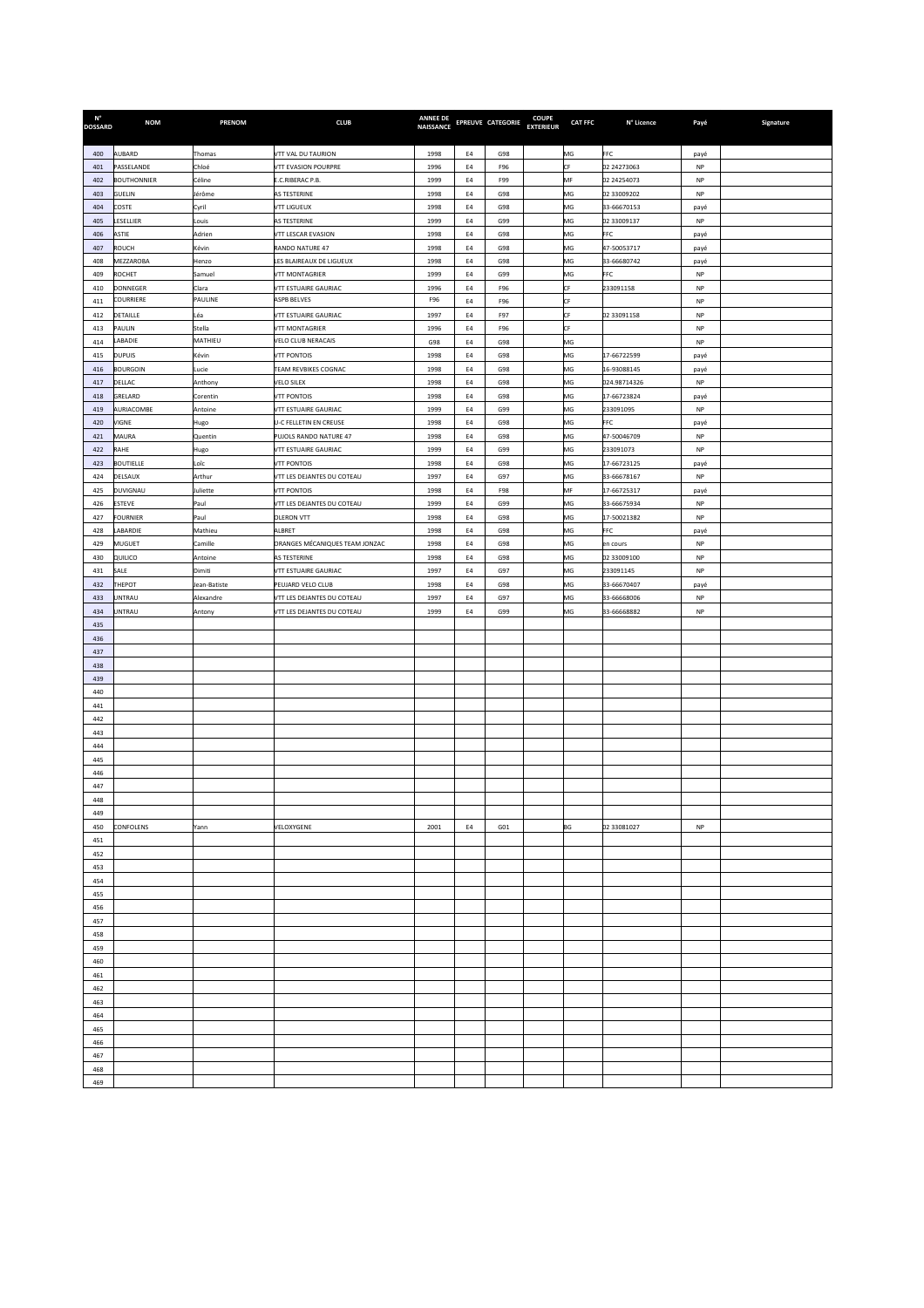| N° DOSSARD | NOM | PRENOM | CLUB | ANNEE DE NAISSANCE | EPREUVE | CATEGORIE | COUPE EXTERIEUR | CAT FFC | N° Licence | Payé | Signature |
|---|---|---|---|---|---|---|---|---|---|---|---|
| 400 | AUBARD | Thomas | VTT VAL DU TAURION | 1998 | E4 | G98 | | MG | FFC | payé | |
| 401 | PASSELANDE | Chloé | VTT EVASION POURPRE | 1996 | E4 | F96 | | CF | 02 24273063 | NP | |
| 402 | BOUTHONNIER | Céline | E.C.RIBERAC P.B. | 1999 | E4 | F99 | | MF | 02 24254073 | NP | |
| 403 | GUELIN | Jérôme | AS TESTERINE | 1998 | E4 | G98 | | MG | 02 33009202 | NP | |
| 404 | COSTE | Cyril | VTT LIGUEUX | 1998 | E4 | G98 | | MG | 33-66670153 | payé | |
| 405 | LESELLIER | Louis | AS TESTERINE | 1999 | E4 | G99 | | MG | 02 33009137 | NP | |
| 406 | ASTIE | Adrien | VTT LESCAR EVASION | 1998 | E4 | G98 | | MG | FFC | payé | |
| 407 | ROUCH | Kévin | RANDO NATURE 47 | 1998 | E4 | G98 | | MG | 47-50053717 | payé | |
| 408 | MEZZAROBA | Henzo | LES BLAIREAUX DE LIGUEUX | 1998 | E4 | G98 | | MG | 33-66680742 | payé | |
| 409 | ROCHET | Samuel | VTT MONTAGRIER | 1999 | E4 | G99 | | MG | FFC | NP | |
| 410 | DONNEGER | Clara | VTT ESTUAIRE GAURIAC | 1996 | E4 | F96 | | CF | 233091158 | NP | |
| 411 | COURRIERE | PAULINE | ASPB BELVES | F96 | E4 | F96 | | CF | | NP | |
| 412 | DETAILLE | Léa | VTT ESTUAIRE GAURIAC | 1997 | E4 | F97 | | CF | 02 33091158 | NP | |
| 413 | PAULIN | Stella | VTT MONTAGRIER | 1996 | E4 | F96 | | CF | | NP | |
| 414 | LABADIE | MATHIEU | VELO CLUB NERACAIS | G98 | E4 | G98 | | MG | | NP | |
| 415 | DUPUIS | Kévin | VTT PONTOIS | 1998 | E4 | G98 | | MG | 17-66722599 | payé | |
| 416 | BOURGOIN | Lucie | TEAM REVBIKES COGNAC | 1998 | E4 | G98 | | MG | 16-93088145 | payé | |
| 417 | DELLAC | Anthony | VELO SILEX | 1998 | E4 | G98 | | MG | 024.98714326 | NP | |
| 418 | GRELARD | Corentin | VTT PONTOIS | 1998 | E4 | G98 | | MG | 17-66723824 | payé | |
| 419 | AURIACOMBE | Antoine | VTT ESTUAIRE GAURIAC | 1999 | E4 | G99 | | MG | 233091095 | NP | |
| 420 | VIGNE | Hugo | U-C FELLETIN EN CREUSE | 1998 | E4 | G98 | | MG | FFC | payé | |
| 421 | MAURA | Quentin | PUJOLS RANDO NATURE 47 | 1998 | E4 | G98 | | MG | 47-50046709 | NP | |
| 422 | RAHE | Hugo | VTT ESTUAIRE GAURIAC | 1999 | E4 | G99 | | MG | 233091073 | NP | |
| 423 | BOUTIELLE | Loïc | VTT PONTOIS | 1998 | E4 | G98 | | MG | 17-66723125 | payé | |
| 424 | DELSAUX | Arthur | VTT LES DEJANTES DU COTEAU | 1997 | E4 | G97 | | MG | 33-66678167 | NP | |
| 425 | DUVIGNAU | Juliette | VTT PONTOIS | 1998 | E4 | F98 | | MF | 17-66725317 | payé | |
| 426 | ESTEVE | Paul | VTT LES DEJANTES DU COTEAU | 1999 | E4 | G99 | | MG | 33-66675934 | NP | |
| 427 | FOURNIER | Paul | OLERON VTT | 1998 | E4 | G98 | | MG | 17-50021382 | NP | |
| 428 | LABARDIE | Mathieu | ALBRET | 1998 | E4 | G98 | | MG | FFC | payé | |
| 429 | MUGUET | Camille | ORANGES MÉCANIQUES TEAM JONZAC | 1998 | E4 | G98 | | MG | en cours | NP | |
| 430 | QUILICO | Antoine | AS TESTERINE | 1998 | E4 | G98 | | MG | 02 33009100 | NP | |
| 431 | SALE | Dimiti | VTT ESTUAIRE GAURIAC | 1997 | E4 | G97 | | MG | 233091145 | NP | |
| 432 | THEPOT | Jean-Batiste | PEUJARD VELO CLUB | 1998 | E4 | G98 | | MG | 33-66670407 | payé | |
| 433 | UNTRAU | Alexandre | VTT LES DEJANTES DU COTEAU | 1997 | E4 | G97 | | MG | 33-66668006 | NP | |
| 434 | UNTRAU | Antony | VTT LES DEJANTES DU COTEAU | 1999 | E4 | G99 | | MG | 33-66668882 | NP | |
| 435 | | | | | | | | | | | |
| 436 | | | | | | | | | | | |
| 437 | | | | | | | | | | | |
| 438 | | | | | | | | | | | |
| 439 | | | | | | | | | | | |
| 440 | | | | | | | | | | | |
| 441 | | | | | | | | | | | |
| 442 | | | | | | | | | | | |
| 443 | | | | | | | | | | | |
| 444 | | | | | | | | | | | |
| 445 | | | | | | | | | | | |
| 446 | | | | | | | | | | | |
| 447 | | | | | | | | | | | |
| 448 | | | | | | | | | | | |
| 449 | | | | | | | | | | | |
| 450 | CONFOLENS | Yann | VELOXYGENE | 2001 | E4 | G01 | | BG | 02 33081027 | NP | |
| 451 | | | | | | | | | | | |
| 452 | | | | | | | | | | | |
| 453 | | | | | | | | | | | |
| 454 | | | | | | | | | | | |
| 455 | | | | | | | | | | | |
| 456 | | | | | | | | | | | |
| 457 | | | | | | | | | | | |
| 458 | | | | | | | | | | | |
| 459 | | | | | | | | | | | |
| 460 | | | | | | | | | | | |
| 461 | | | | | | | | | | | |
| 462 | | | | | | | | | | | |
| 463 | | | | | | | | | | | |
| 464 | | | | | | | | | | | |
| 465 | | | | | | | | | | | |
| 466 | | | | | | | | | | | |
| 467 | | | | | | | | | | | |
| 468 | | | | | | | | | | | |
| 469 | | | | | | | | | | | |